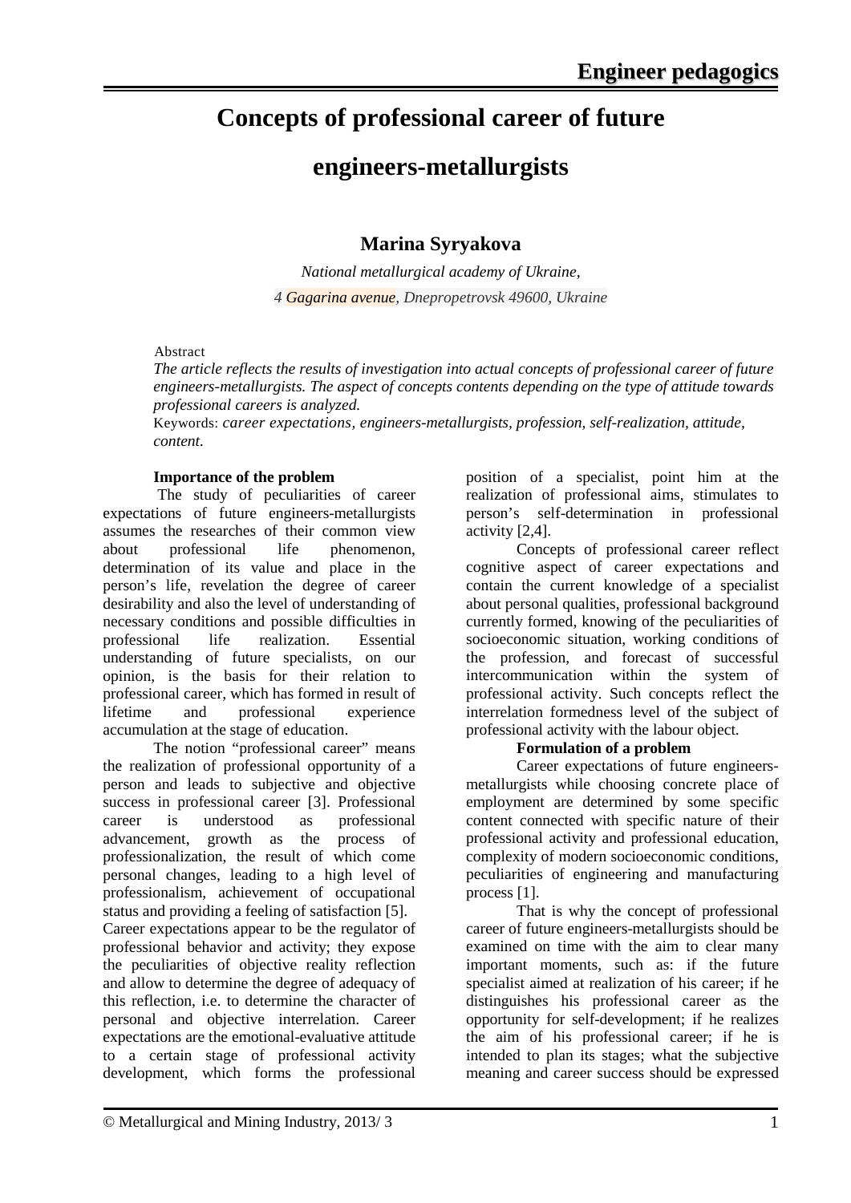# Concepts of professional career of future engineers-metallurgists

## Marina Syryakova

*National metallurgical academy of Ukraine,*
*4 Gagarina avenue, Dnepropetrovsk 49600, Ukraine*

Abstract
*The article reflects the results of investigation into actual concepts of professional career of future engineers-metallurgists. The aspect of concepts contents depending on the type of attitude towards professional careers is analyzed.*
Keywords: *career expectations, engineers-metallurgists, profession, self-realization, attitude, content.*

**Importance of the problem**

The study of peculiarities of career expectations of future engineers-metallurgists assumes the researches of their common view about professional life phenomenon, determination of its value and place in the person's life, revelation the degree of career desirability and also the level of understanding of necessary conditions and possible difficulties in professional life realization. Essential understanding of future specialists, on our opinion, is the basis for their relation to professional career, which has formed in result of lifetime and professional experience accumulation at the stage of education.

The notion "professional career" means the realization of professional opportunity of a person and leads to subjective and objective success in professional career [3]. Professional career is understood as professional advancement, growth as the process of professionalization, the result of which come personal changes, leading to a high level of professionalism, achievement of occupational status and providing a feeling of satisfaction [5]. Career expectations appear to be the regulator of professional behavior and activity; they expose the peculiarities of objective reality reflection and allow to determine the degree of adequacy of this reflection, i.e. to determine the character of personal and objective interrelation. Career expectations are the emotional-evaluative attitude to a certain stage of professional activity development, which forms the professional position of a specialist, point him at the realization of professional aims, stimulates to person's self-determination in professional activity [2,4].

Concepts of professional career reflect cognitive aspect of career expectations and contain the current knowledge of a specialist about personal qualities, professional background currently formed, knowing of the peculiarities of socioeconomic situation, working conditions of the profession, and forecast of successful intercommunication within the system of professional activity. Such concepts reflect the interrelation formedness level of the subject of professional activity with the labour object.

**Formulation of a problem**

Career expectations of future engineers-metallurgists while choosing concrete place of employment are determined by some specific content connected with specific nature of their professional activity and professional education, complexity of modern socioeconomic conditions, peculiarities of engineering and manufacturing process [1].

That is why the concept of professional career of future engineers-metallurgists should be examined on time with the aim to clear many important moments, such as: if the future specialist aimed at realization of his career; if he distinguishes his professional career as the opportunity for self-development; if he realizes the aim of his professional career; if he is intended to plan its stages; what the subjective meaning and career success should be expressed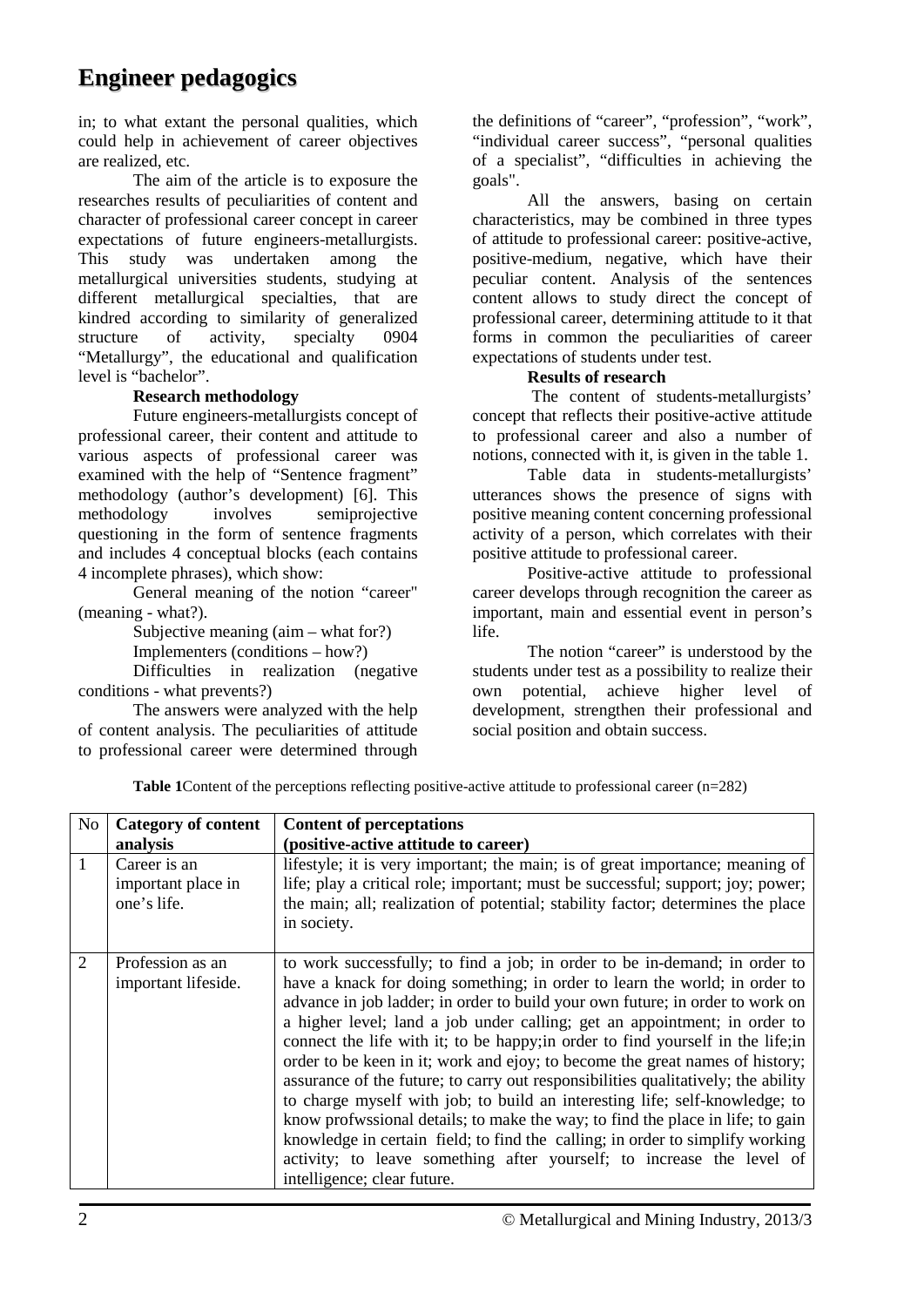in; to what extant the personal qualities, which could help in achievement of career objectives are realized, etc.

The aim of the article is to exposure the researches results of peculiarities of content and character of professional career concept in career expectations of future engineers-metallurgists. This study was undertaken among the metallurgical universities students, studying at different metallurgical specialties, that are kindred according to similarity of generalized structure of activity, specialty 0904 "Metallurgy", the educational and qualification level is "bachelor".

**Research methodology**

Future engineers-metallurgists concept of professional career, their content and attitude to various aspects of professional career was examined with the help of "Sentence fragment" methodology (author's development) [6]. This methodology involves semiprojective questioning in the form of sentence fragments and includes 4 conceptual blocks (each contains 4 incomplete phrases), which show:

General meaning of the notion "career" (meaning - what?).

Subjective meaning (aim – what for?)

Implementers (conditions – how?)

Difficulties in realization (negative conditions - what prevents?)

The answers were analyzed with the help of content analysis. The peculiarities of attitude to professional career were determined through the definitions of "career", "profession", "work", "individual career success", "personal qualities of a specialist", "difficulties in achieving the goals".

All the answers, basing on certain characteristics, may be combined in three types of attitude to professional career: positive-active, positive-medium, negative, which have their peculiar content. Analysis of the sentences content allows to study direct the concept of professional career, determining attitude to it that forms in common the peculiarities of career expectations of students under test.

**Results of research**

The content of students-metallurgists' concept that reflects their positive-active attitude to professional career and also a number of notions, connected with it, is given in the table 1.

Table data in students-metallurgists' utterances shows the presence of signs with positive meaning content concerning professional activity of a person, which correlates with their positive attitude to professional career.

Positive-active attitude to professional career develops through recognition the career as important, main and essential event in person's life.

The notion "career" is understood by the students under test as a possibility to realize their own potential, achieve higher level of development, strengthen their professional and social position and obtain success.

**Table 1**Content of the perceptions reflecting positive-active attitude to professional career (n=282)

| No | Category of content analysis | Content of perceptations (positive-active attitude to career) |
|---|---|---|
| 1 | Career is an important place in one's life. | lifestyle; it is very important; the main; is of great importance; meaning of life; play a critical role; important; must be successful; support; joy; power; the main; all; realization of potential; stability factor; determines the place in society. |
| 2 | Profession as an important lifeside. | to work successfully; to find a job; in order to be in-demand; in order to have a knack for doing something; in order to learn the world; in order to advance in job ladder; in order to build your own future; in order to work on a higher level; land a job under calling; get an appointment; in order to connect the life with it; to be happy;in order to find yourself in the life;in order to be keen in it; work and ejoy; to become the great names of history; assurance of the future; to carry out responsibilities qualitatively; the ability to charge myself with job; to build an interesting life; self-knowledge; to know profwssional details; to make the way; to find the place in life; to gain knowledge in certain field; to find the calling; in order to simplify working activity; to leave something after yourself; to increase the level of intelligence; clear future. |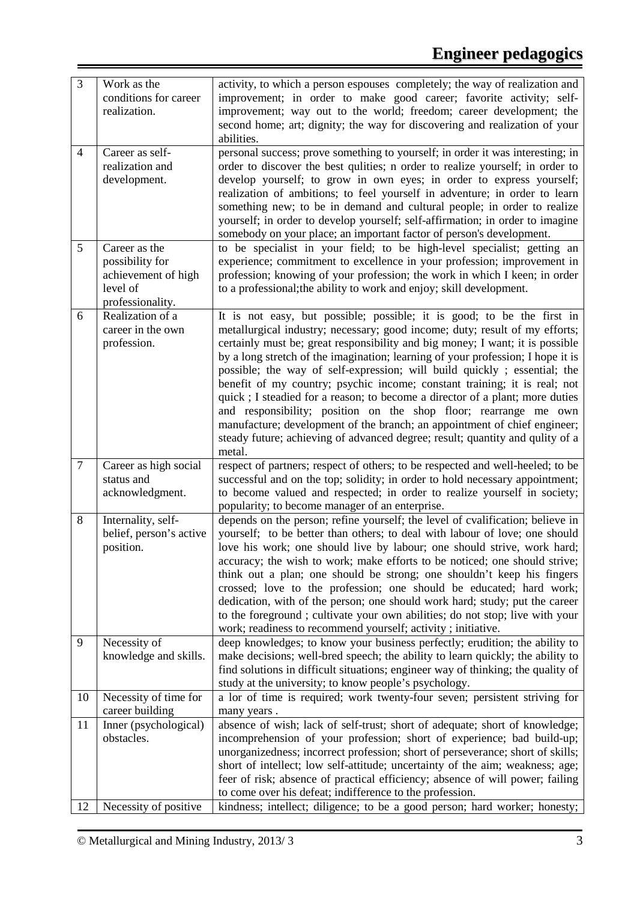| | | |
|---|---|---|
| 3 | Work as the conditions for career realization. | activity, to which a person espouses completely; the way of realization and improvement; in order to make good career; favorite activity; self-improvement; way out to the world; freedom; career development; the second home; art; dignity; the way for discovering and realization of your abilities. |
| 4 | Career as self-realization and development. | personal success; prove something to yourself; in order it was interesting; in order to discover the best qulities; n order to realize yourself; in order to develop yourself; to grow in own eyes; in order to express yourself; realization of ambitions; to feel yourself in adventure; in order to learn something new; to be in demand and cultural people; in order to realize yourself; in order to develop yourself; self-affirmation; in order to imagine somebody on your place; an important factor of person's development. |
| 5 | Career as the possibility for achievement of high level of professionality. | to be specialist in your field; to be high-level specialist; getting an experience; commitment to excellence in your profession; improvement in profession; knowing of your profession; the work in which I keen; in order to a professional;the ability to work and enjoy; skill development. |
| 6 | Realization of a career in the own profession. | It is not easy, but possible; possible; it is good; to be the first in metallurgical industry; necessary; good income; duty; result of my efforts; certainly must be; great responsibility and big money; I want; it is possible by a long stretch of the imagination; learning of your profession; I hope it is possible; the way of self-expression; will build quickly ; essential; the benefit of my country; psychic income; constant training; it is real; not quick ; I steadied for a reason; to become a director of a plant; more duties and responsibility; position on the shop floor; rearrange me own manufacture; development of the branch; an appointment of chief engineer; steady future; achieving of advanced degree; result; quantity and qulity of a metal. |
| 7 | Career as high social status and acknowledgment. | respect of partners; respect of others; to be respected and well-heeled; to be successful and on the top; solidity; in order to hold necessary appointment; to become valued and respected; in order to realize yourself in society; popularity; to become manager of an enterprise. |
| 8 | Internality, self-belief, person's active position. | depends on the person; refine yourself; the level of cvalification; believe in yourself; to be better than others; to deal with labour of love; one should love his work; one should live by labour; one should strive, work hard; accuracy; the wish to work; make efforts to be noticed; one should strive; think out a plan; one should be strong; one shouldn't keep his fingers crossed; love to the profession; one should be educated; hard work; dedication, with of the person; one should work hard; study; put the career to the foreground ; cultivate your own abilities; do not stop; live with your work; readiness to recommend yourself; activity ; initiative. |
| 9 | Necessity of knowledge and skills. | deep knowledges; to know your business perfectly; erudition; the ability to make decisions; well-bred speech; the ability to learn quickly; the ability to find solutions in difficult situations; engineer way of thinking; the quality of study at the university; to know people's psychology. |
| 10 | Necessity of time for career building | a lor of time is required; work twenty-four seven; persistent striving for many years . |
| 11 | Inner (psychological) obstacles. | absence of wish; lack of self-trust; short of adequate; short of knowledge; incomprehension of your profession; short of experience; bad build-up; unorganizedness; incorrect profession; short of perseverance; short of skills; short of intellect; low self-attitude; uncertainty of the aim; weakness; age; feer of risk; absence of practical efficiency; absence of will power; failing to come over his defeat; indifference to the profession. |
| 12 | Necessity of positive | kindness; intellect; diligence; to be a good person; hard worker; honesty; |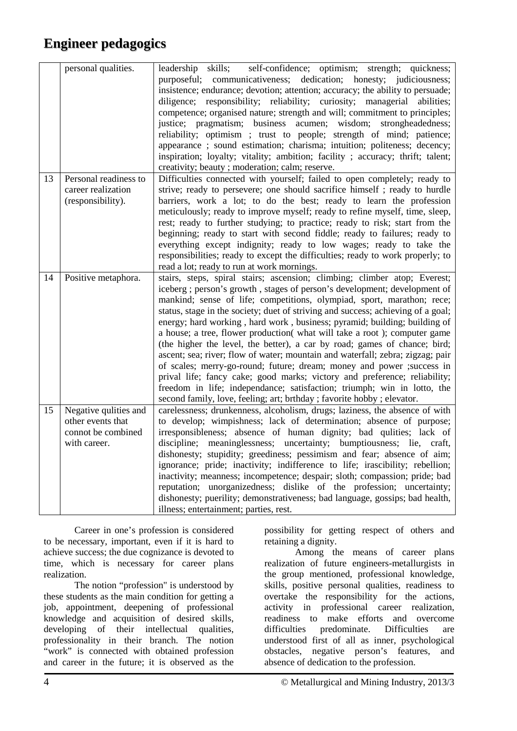| | personal qualities. | leadership skills; self-confidence; optimism; strength; quickness; purposeful; communicativeness; dedication; honesty; judiciousness; insistence; endurance; devotion; attention; accuracy; the ability to persuade; diligence; responsibility; reliability; curiosity; managerial abilities; competence; organised nature; strength and will; commitment to principles; justice; pragmatism; business acumen; wisdom; strongheadedness; reliability; optimism ; trust to people; strength of mind; patience; appearance ; sound estimation; charisma; intuition; politeness; decency; inspiration; loyalty; vitality; ambition; facility ; accuracy; thrift; talent; creativity; beauty ; moderation; calm; reserve. |
|---|---|---|
| 13 | Personal readiness to career realization (responsibility). | Difficulties connected with yourself; failed to open completely; ready to strive; ready to persevere; one should sacrifice himself ; ready to hurdle barriers, work a lot; to do the best; ready to learn the profession meticulously; ready to improve myself; ready to refine myself, time, sleep, rest; ready to further studying; to practice; ready to risk; start from the beginning; ready to start with second fiddle; ready to failures; ready to everything except indignity; ready to low wages; ready to take the responsibilities; ready to except the difficulties; ready to work properly; to read a lot; ready to run at work mornings. |
| 14 | Positive metaphora. | stairs, steps, spiral stairs; ascension; climbing; climber atop; Everest; iceberg ; person's growth , stages of person's development; development of mankind; sense of life; competitions, olympiad, sport, marathon; rece; status, stage in the society; duet of striving and success; achieving of a goal; energy; hard working , hard work , business; pyramid; building; building of a house; a tree, flower production( what will take a root ); computer game (the higher the level, the better), a car by road; games of chance; bird; ascent; sea; river; flow of water; mountain and waterfall; zebra; zigzag; pair of scales; merry-go-round; future; dream; money and power ;success in prival life; fancy cake; good marks; victory and preference; reliability; freedom in life; independance; satisfaction; triumph; win in lotto, the second family, love, feeling; art; brthday ; favorite hobby ; elevator. |
| 15 | Negative qulities and other events that connot be combined with career. | carelessness; drunkenness, alcoholism, drugs; laziness, the absence of with to develop; wimpishness; lack of determination; absence of purpose; irresponsibleness; absence of human dignity; bad qulities; lack of discipline; meaninglessness; uncertainty; bumptiousness; lie, craft, dishonesty; stupidity; greediness; pessimism and fear; absence of aim; ignorance; pride; inactivity; indifference to life; irascibility; rebellion; inactivity; meanness; incompetence; despair; sloth; compassion; pride; bad reputation; unorganizedness; dislike of the profession; uncertainty; dishonesty; puerility; demonstrativeness; bad language, gossips; bad health, illness; entertainment; parties, rest. |

Career in one's profession is considered to be necessary, important, even if it is hard to achieve success; the due cognizance is devoted to time, which is necessary for career plans realization.

The notion "profession" is understood by these students as the main condition for getting a job, appointment, deepening of professional knowledge and acquisition of desired skills, developing of their intellectual qualities, professionality in their branch. The notion "work" is connected with obtained profession and career in the future; it is observed as the possibility for getting respect of others and retaining a dignity.

Among the means of career plans realization of future engineers-metallurgists in the group mentioned, professional knowledge, skills, positive personal qualities, readiness to overtake the responsibility for the actions, activity in professional career realization, readiness to make efforts and overcome difficulties predominate. Difficulties are understood first of all as inner, psychological obstacles, negative person's features, and absence of dedication to the profession.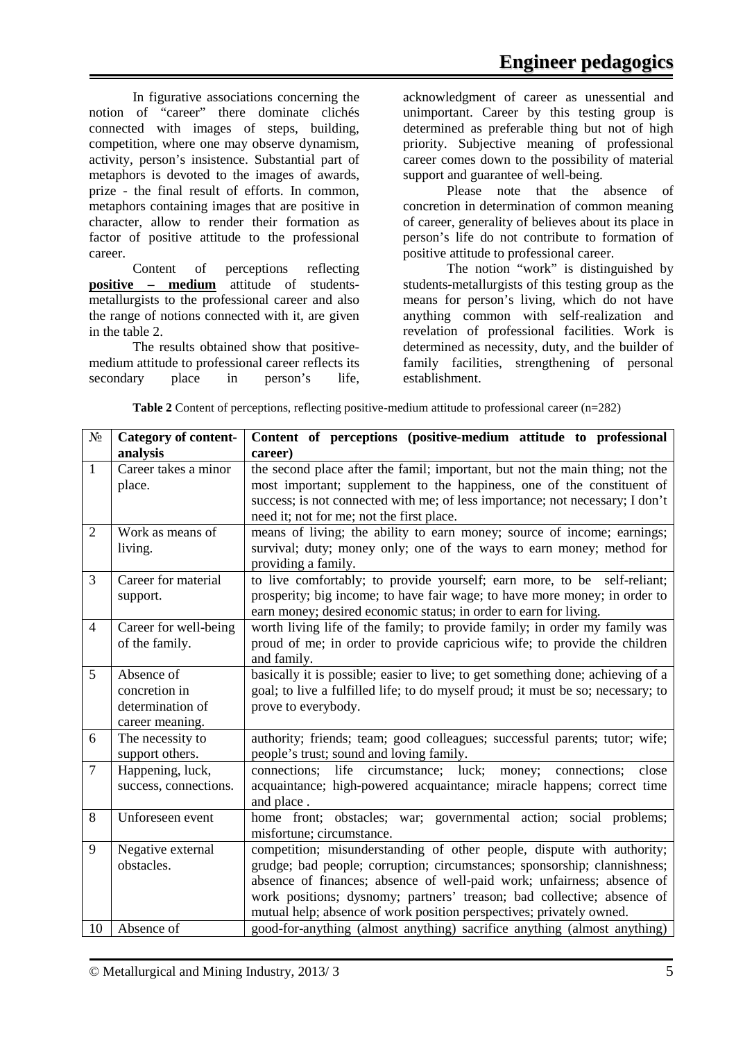In figurative associations concerning the notion of "career" there dominate clichés connected with images of steps, building, competition, where one may observe dynamism, activity, person's insistence. Substantial part of metaphors is devoted to the images of awards, prize - the final result of efforts. In common, metaphors containing images that are positive in character, allow to render their formation as factor of positive attitude to the professional career.

Content of perceptions reflecting **positive – medium** attitude of students-metallurgists to the professional career and also the range of notions connected with it, are given in the table 2.

The results obtained show that positive-medium attitude to professional career reflects its secondary place in person's life, acknowledgment of career as unessential and unimportant. Career by this testing group is determined as preferable thing but not of high priority. Subjective meaning of professional career comes down to the possibility of material support and guarantee of well-being.

Please note that the absence of concretion in determination of common meaning of career, generality of believes about its place in person's life do not contribute to formation of positive attitude to professional career.

The notion "work" is distinguished by students-metallurgists of this testing group as the means for person's living, which do not have anything common with self-realization and revelation of professional facilities. Work is determined as necessity, duty, and the builder of family facilities, strengthening of personal establishment.

**Table 2** Content of perceptions, reflecting positive-medium attitude to professional career (n=282)

| № | Category of content-analysis | Content of perceptions (positive-medium attitude to professional career) |
|---|---|---|
| 1 | Career takes a minor place. | the second place after the famil; important, but not the main thing; not the most important; supplement to the happiness, one of the constituent of success; is not connected with me; of less importance; not necessary; I don't need it; not for me; not the first place. |
| 2 | Work as means of living. | means of living; the ability to earn money; source of income; earnings; survival; duty; money only; one of the ways to earn money; method for providing a family. |
| 3 | Career for material support. | to live comfortably; to provide yourself; earn more, to be self-reliant; prosperity; big income; to have fair wage; to have more money; in order to earn money; desired economic status; in order to earn for living. |
| 4 | Career for well-being of the family. | worth living life of the family; to provide family; in order my family was proud of me; in order to provide capricious wife; to provide the children and family. |
| 5 | Absence of concretion in determination of career meaning. | basically it is possible; easier to live; to get something done; achieving of a goal; to live a fulfilled life; to do myself proud; it must be so; necessary; to prove to everybody. |
| 6 | The necessity to support others. | authority; friends; team; good colleagues; successful parents; tutor; wife; people's trust; sound and loving family. |
| 7 | Happening, luck, success, connections. | connections; life circumstance; luck; money; connections; close acquaintance; high-powered acquaintance; miracle happens; correct time and place . |
| 8 | Unforeseen event | home front; obstacles; war; governmental action; social problems; misfortune; circumstance. |
| 9 | Negative external obstacles. | competition; misunderstanding of other people, dispute with authority; grudge; bad people; corruption; circumstances; sponsorship; clannishness; absence of finances; absence of well-paid work; unfairness; absence of work positions; dysnomy; partners' treason; bad collective; absence of mutual help; absence of work position perspectives; privately owned. |
| 10 | Absence of | good-for-anything (almost anything) sacrifice anything (almost anything) |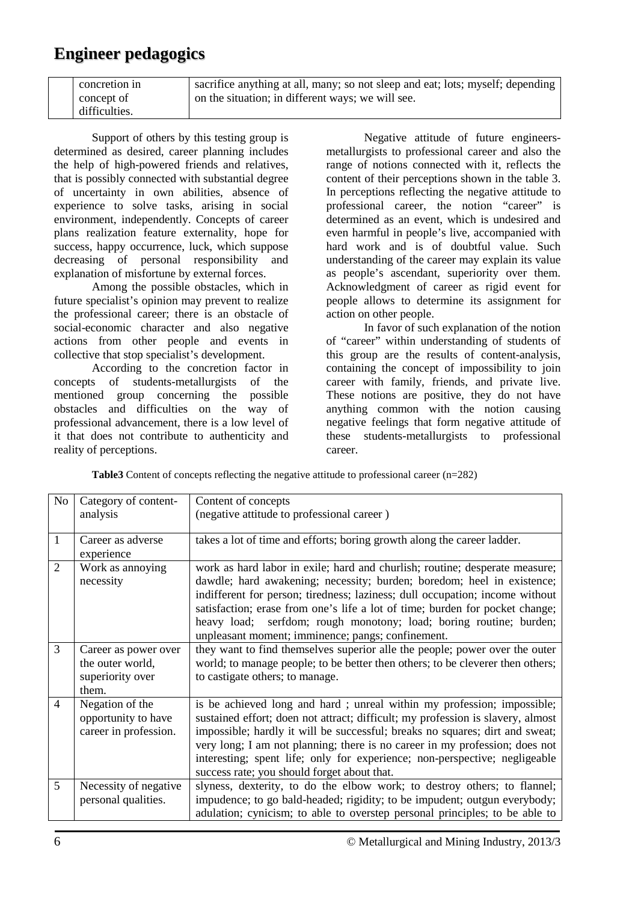| | concretion in concept of difficulties. | sacrifice anything at all, many; so not sleep and eat; lots; myself; depending on the situation; in different ways; we will see. |
|---|---|---|

Support of others by this testing group is determined as desired, career planning includes the help of high-powered friends and relatives, that is possibly connected with substantial degree of uncertainty in own abilities, absence of experience to solve tasks, arising in social environment, independently. Concepts of career plans realization feature externality, hope for success, happy occurrence, luck, which suppose decreasing of personal responsibility and explanation of misfortune by external forces.

Among the possible obstacles, which in future specialist's opinion may prevent to realize the professional career; there is an obstacle of social-economic character and also negative actions from other people and events in collective that stop specialist's development.

According to the concretion factor in concepts of students-metallurgists of the mentioned group concerning the possible obstacles and difficulties on the way of professional advancement, there is a low level of it that does not contribute to authenticity and reality of perceptions.

Negative attitude of future engineers-metallurgists to professional career and also the range of notions connected with it, reflects the content of their perceptions shown in the table 3. In perceptions reflecting the negative attitude to professional career, the notion "career" is determined as an event, which is undesired and even harmful in people's live, accompanied with hard work and is of doubtful value. Such understanding of the career may explain its value as people's ascendant, superiority over them. Acknowledgment of career as rigid event for people allows to determine its assignment for action on other people.

In favor of such explanation of the notion of "career" within understanding of students of this group are the results of content-analysis, containing the concept of impossibility to join career with family, friends, and private live. These notions are positive, they do not have anything common with the notion causing negative feelings that form negative attitude of these students-metallurgists to professional career.

**Table3** Content of concepts reflecting the negative attitude to professional career (n=282)

| No | Category of content-analysis | Content of concepts (negative attitude to professional career ) |
|---|---|---|
| 1 | Career as adverse experience | takes a lot of time and efforts; boring growth along the career ladder. |
| 2 | Work as annoying necessity | work as hard labor in exile; hard and churlish; routine; desperate measure; dawdle; hard awakening; necessity; burden; boredom; heel in existence; indifferent for person; tiredness; laziness; dull occupation; income without satisfaction; erase from one's life a lot of time; burden for pocket change; heavy load; serfdom; rough monotony; load; boring routine; burden; unpleasant moment; imminence; pangs; confinement. |
| 3 | Career as power over the outer world, superiority over them. | they want to find themselves superior alle the people; power over the outer world; to manage people; to be better then others; to be cleverer then others; to castigate others; to manage. |
| 4 | Negation of the opportunity to have career in profession. | is be achieved long and hard ; unreal within my profession; impossible; sustained effort; doen not attract; difficult; my profession is slavery, almost impossible; hardly it will be successful; breaks no squares; dirt and sweat; very long; I am not planning; there is no career in my profession; does not interesting; spent life; only for experience; non-perspective; negligeable success rate; you should forget about that. |
| 5 | Necessity of negative personal qualities. | slyness, dexterity, to do the elbow work; to destroy others; to flannel; impudence; to go bald-headed; rigidity; to be impudent; outgun everybody; adulation; cynicism; to able to overstep personal principles; to be able to |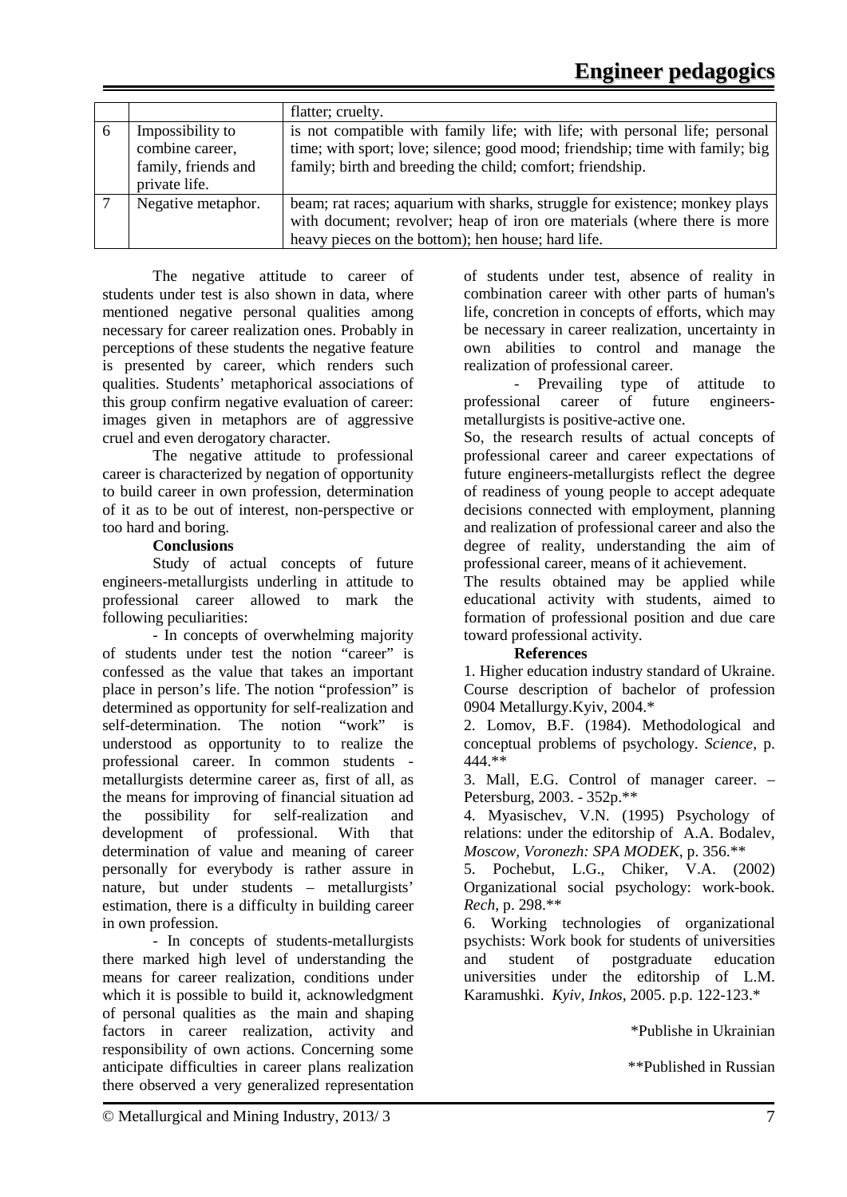| | | |
|---|---|---|
| | | flatter; cruelty. |
| 6 | Impossibility to combine career, family, friends and private life. | is not compatible with family life; with life; with personal life; personal time; with sport; love; silence; good mood; friendship; time with family; big family; birth and breeding the child; comfort; friendship. |
| 7 | Negative metaphor. | beam; rat races; aquarium with sharks, struggle for existence; monkey plays with document; revolver; heap of iron ore materials (where there is more heavy pieces on the bottom); hen house; hard life. |

The negative attitude to career of students under test is also shown in data, where mentioned negative personal qualities among necessary for career realization ones. Probably in perceptions of these students the negative feature is presented by career, which renders such qualities. Students' metaphorical associations of this group confirm negative evaluation of career: images given in metaphors are of aggressive cruel and even derogatory character.

The negative attitude to professional career is characterized by negation of opportunity to build career in own profession, determination of it as to be out of interest, non-perspective or too hard and boring.

**Conclusions**

Study of actual concepts of future engineers-metallurgists underling in attitude to professional career allowed to mark the following peculiarities:

- In concepts of overwhelming majority of students under test the notion "career" is confessed as the value that takes an important place in person's life. The notion "profession" is determined as opportunity for self-realization and self-determination. The notion "work" is understood as opportunity to to realize the professional career. In common students - metallurgists determine career as, first of all, as the means for improving of financial situation ad the possibility for self-realization and development of professional. With that determination of value and meaning of career personally for everybody is rather assure in nature, but under students – metallurgists' estimation, there is a difficulty in building career in own profession.

- In concepts of students-metallurgists there marked high level of understanding the means for career realization, conditions under which it is possible to build it, acknowledgment of personal qualities as the main and shaping factors in career realization, activity and responsibility of own actions. Concerning some anticipate difficulties in career plans realization there observed a very generalized representation of students under test, absence of reality in combination career with other parts of human's life, concretion in concepts of efforts, which may be necessary in career realization, uncertainty in own abilities to control and manage the realization of professional career.

- Prevailing type of attitude to professional career of future engineers-metallurgists is positive-active one.

So, the research results of actual concepts of professional career and career expectations of future engineers-metallurgists reflect the degree of readiness of young people to accept adequate decisions connected with employment, planning and realization of professional career and also the degree of reality, understanding the aim of professional career, means of it achievement.

The results obtained may be applied while educational activity with students, aimed to formation of professional position and due care toward professional activity.

**References**

1. Higher education industry standard of Ukraine. Course description of bachelor of profession 0904 Metallurgy.Kyiv, 2004.*

2. Lomov, B.F. (1984). Methodological and conceptual problems of psychology. *Science*, p. 444.**

3. Mall, E.G. Control of manager career. – Petersburg, 2003. - 352p.**

4. Myasischev, V.N. (1995) Psychology of relations: under the editorship of A.A. Bodalev, *Moscow, Voronezh: SPA MODEK*, p. 356.**

5. Pochebut, L.G., Chiker, V.A. (2002) Organizational social psychology: work-book. *Rech*, p. 298.**

6. Working technologies of organizational psychists: Work book for students of universities and student of postgraduate education universities under the editorship of L.M. Karamushki. *Kyiv, Inkos*, 2005. p.p. 122-123.*

*Publishe in Ukrainian

**Published in Russian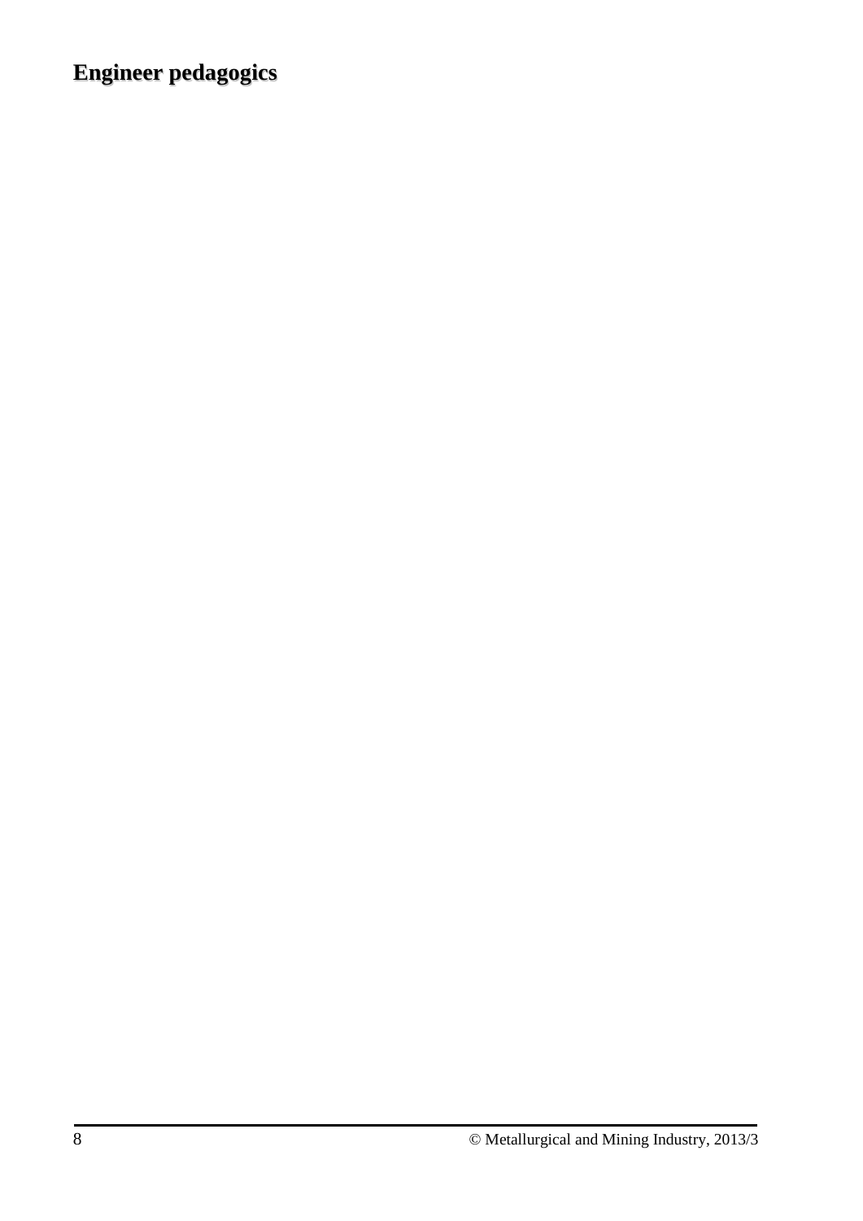# Engineer pedagogics